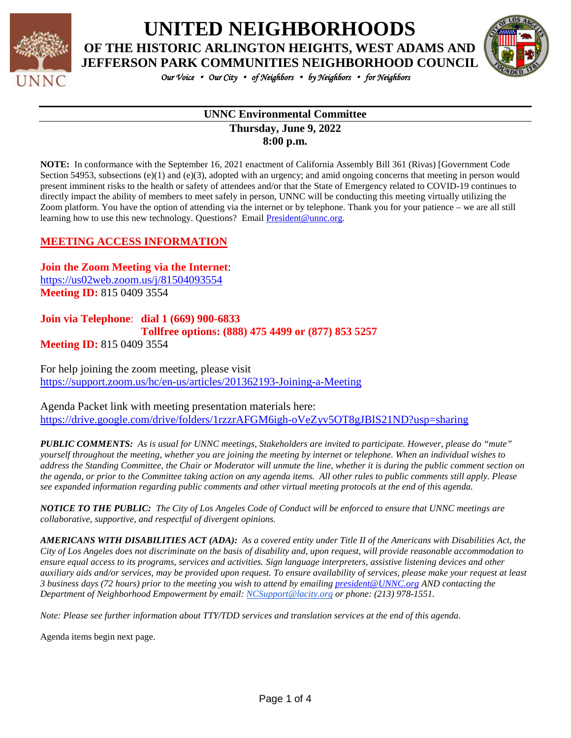# UNITED NEIGHBORHOODS

## OF THE HISTORIC ARLINGTON HEIGHTS, WEST ADAMS AND JEFFERSON PARK COMMUNITIES NEIGHBORHOOD COUNCIL

*Our Voice • Our City • of Neighbors • by Neighbors • for Neighbors*

---

**UNNC Environmental Committee**

**Thursday, June 9, 2022**

**8:00 p.m.**

**NOTE:** In conformance with the September 16, 2021 enactment of California Assembly Bill 361 (Rivas) [Government Code Section 54953, subsections (e)(1) and (e)(3), adopted with an urgency; and amid ongoing concerns that meeting in person would present imminent risks to the health or safety of attendees and/or that the State of Emergency related to COVID-19 continues to directly impact the ability of members to meet safely in person, UNNC will be conducting this meeting virtually utilizing the Zoom platform. You have the option of attending via the internet or by telephone. Thank you for your patience – we are all still learning how to use this new technology. Questions? Email President@unnc.org.

## MEETING ACCESS INFORMATION

**Join the Zoom Meeting via the Internet**:
https://us02web.zoom.us/j/81504093554
**Meeting ID:** 815 0409 3554

**Join via Telephone**: **dial 1 (669) 900-6833**
**Tollfree options: (888) 475 4499 or (877) 853 5257**
**Meeting ID:** 815 0409 3554

For help joining the zoom meeting, please visit
https://support.zoom.us/hc/en-us/articles/201362193-Joining-a-Meeting

Agenda Packet link with meeting presentation materials here:
https://drive.google.com/drive/folders/1rzzrAFGM6igh-oVeZyv5OT8gJBlS21ND?usp=sharing

***PUBLIC COMMENTS:*** *As is usual for UNNC meetings, Stakeholders are invited to participate. However, please do "mute" yourself throughout the meeting, whether you are joining the meeting by internet or telephone. When an individual wishes to address the Standing Committee, the Chair or Moderator will unmute the line, whether it is during the public comment section on the agenda, or prior to the Committee taking action on any agenda items. All other rules to public comments still apply. Please see expanded information regarding public comments and other virtual meeting protocols at the end of this agenda.*

***NOTICE TO THE PUBLIC:*** *The City of Los Angeles Code of Conduct will be enforced to ensure that UNNC meetings are collaborative, supportive, and respectful of divergent opinions.*

***AMERICANS WITH DISABILITIES ACT (ADA):*** *As a covered entity under Title II of the Americans with Disabilities Act, the City of Los Angeles does not discriminate on the basis of disability and, upon request, will provide reasonable accommodation to ensure equal access to its programs, services and activities. Sign language interpreters, assistive listening devices and other auxiliary aids and/or services, may be provided upon request. To ensure availability of services, please make your request at least 3 business days (72 hours) prior to the meeting you wish to attend by emailing president@UNNC.org AND contacting the Department of Neighborhood Empowerment by email: NCSupport@lacity.org or phone: (213) 978-1551.*

*Note: Please see further information about TTY/TDD services and translation services at the end of this agenda.*

Agenda items begin next page.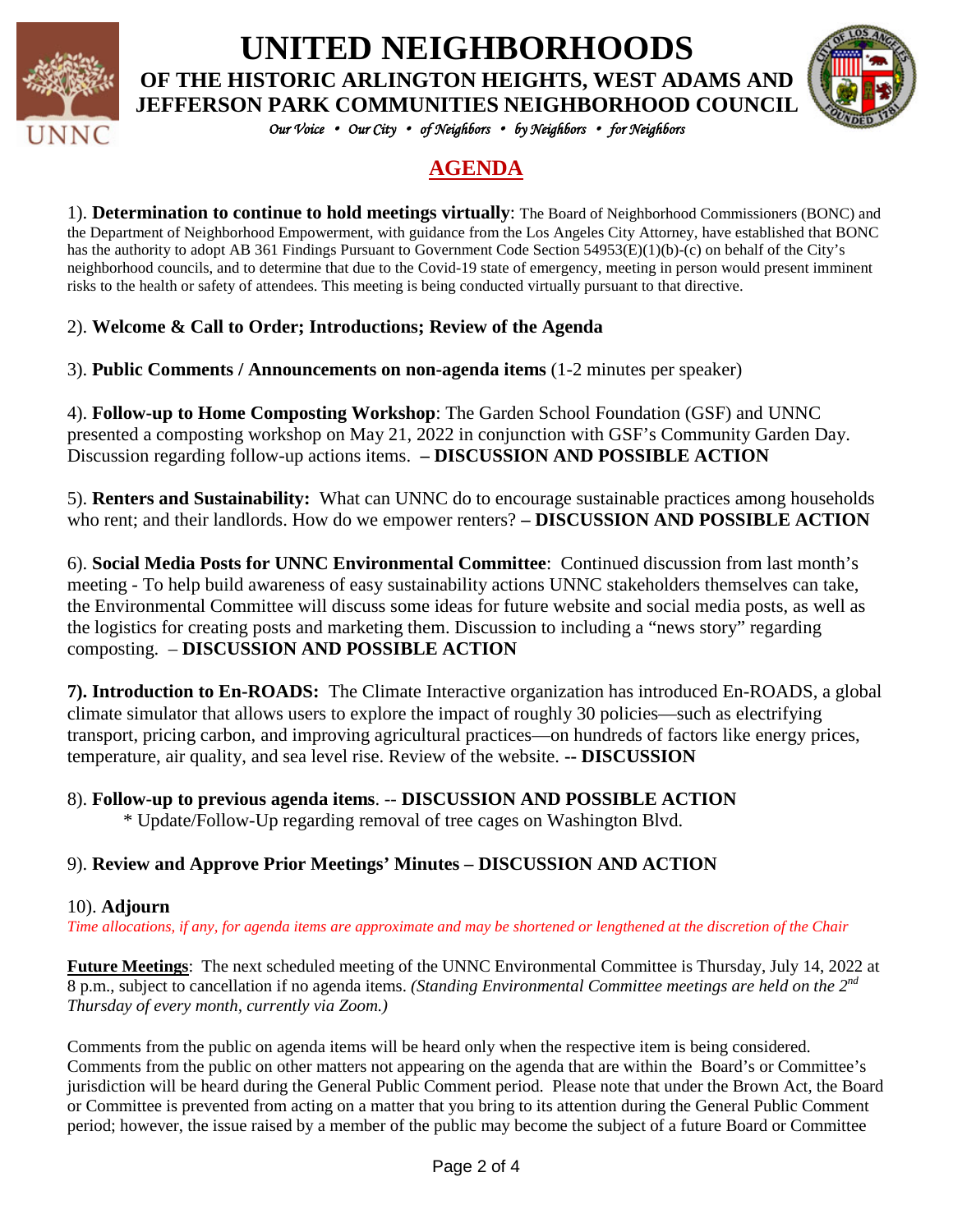# UNITED NEIGHBORHOODS

## OF THE HISTORIC ARLINGTON HEIGHTS, WEST ADAMS AND JEFFERSON PARK COMMUNITIES NEIGHBORHOOD COUNCIL

*Our Voice • Our City • of Neighbors • by Neighbors • for Neighbors*

## AGENDA

1). **Determination to continue to hold meetings virtually**: The Board of Neighborhood Commissioners (BONC) and the Department of Neighborhood Empowerment, with guidance from the Los Angeles City Attorney, have established that BONC has the authority to adopt AB 361 Findings Pursuant to Government Code Section 54953(E)(1)(b)-(c) on behalf of the City's neighborhood councils, and to determine that due to the Covid-19 state of emergency, meeting in person would present imminent risks to the health or safety of attendees. This meeting is being conducted virtually pursuant to that directive.

2). **Welcome & Call to Order; Introductions; Review of the Agenda**

3). **Public Comments / Announcements on non-agenda items** (1-2 minutes per speaker)

4). **Follow-up to Home Composting Workshop**: The Garden School Foundation (GSF) and UNNC presented a composting workshop on May 21, 2022 in conjunction with GSF's Community Garden Day. Discussion regarding follow-up actions items. **– DISCUSSION AND POSSIBLE ACTION**

5). **Renters and Sustainability:** What can UNNC do to encourage sustainable practices among households who rent; and their landlords. How do we empower renters? **– DISCUSSION AND POSSIBLE ACTION**

6). **Social Media Posts for UNNC Environmental Committee**: Continued discussion from last month's meeting - To help build awareness of easy sustainability actions UNNC stakeholders themselves can take, the Environmental Committee will discuss some ideas for future website and social media posts, as well as the logistics for creating posts and marketing them. Discussion to including a "news story" regarding composting. – **DISCUSSION AND POSSIBLE ACTION**

**7). Introduction to En-ROADS:** The Climate Interactive organization has introduced En-ROADS, a global climate simulator that allows users to explore the impact of roughly 30 policies—such as electrifying transport, pricing carbon, and improving agricultural practices—on hundreds of factors like energy prices, temperature, air quality, and sea level rise. Review of the website. **-- DISCUSSION**

8). **Follow-up to previous agenda items**. -- **DISCUSSION AND POSSIBLE ACTION**

* Update/Follow-Up regarding removal of tree cages on Washington Blvd.

9). **Review and Approve Prior Meetings' Minutes – DISCUSSION AND ACTION**

10). **Adjourn**

*Time allocations, if any, for agenda items are approximate and may be shortened or lengthened at the discretion of the Chair*

**Future Meetings**: The next scheduled meeting of the UNNC Environmental Committee is Thursday, July 14, 2022 at 8 p.m., subject to cancellation if no agenda items. *(Standing Environmental Committee meetings are held on the 2nd Thursday of every month, currently via Zoom.)*

Comments from the public on agenda items will be heard only when the respective item is being considered. Comments from the public on other matters not appearing on the agenda that are within the Board's or Committee's jurisdiction will be heard during the General Public Comment period. Please note that under the Brown Act, the Board or Committee is prevented from acting on a matter that you bring to its attention during the General Public Comment period; however, the issue raised by a member of the public may become the subject of a future Board or Committee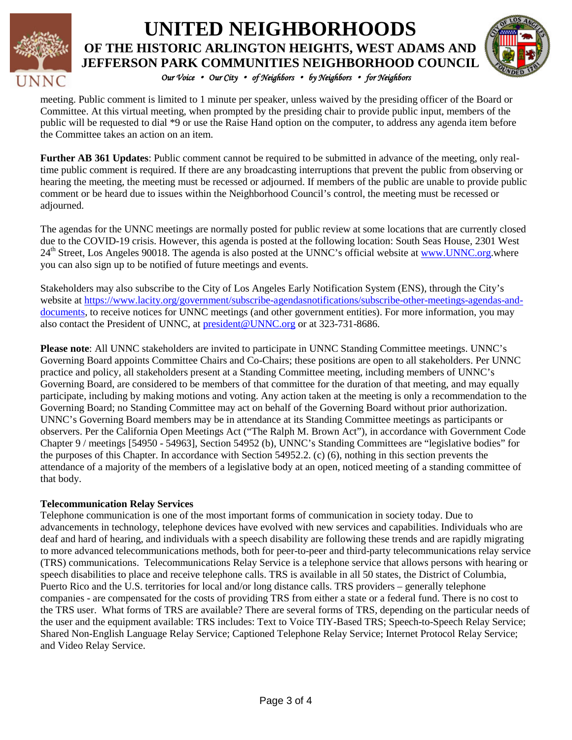meeting. Public comment is limited to 1 minute per speaker, unless waived by the presiding officer of the Board or Committee. At this virtual meeting, when prompted by the presiding chair to provide public input, members of the public will be requested to dial *9 or use the Raise Hand option on the computer, to address any agenda item before the Committee takes an action on an item.

**Further AB 361 Updates**: Public comment cannot be required to be submitted in advance of the meeting, only real-time public comment is required. If there are any broadcasting interruptions that prevent the public from observing or hearing the meeting, the meeting must be recessed or adjourned. If members of the public are unable to provide public comment or be heard due to issues within the Neighborhood Council's control, the meeting must be recessed or adjourned.

The agendas for the UNNC meetings are normally posted for public review at some locations that are currently closed due to the COVID-19 crisis. However, this agenda is posted at the following location: South Seas House, 2301 West 24th Street, Los Angeles 90018. The agenda is also posted at the UNNC's official website at www.UNNC.org.where you can also sign up to be notified of future meetings and events.

Stakeholders may also subscribe to the City of Los Angeles Early Notification System (ENS), through the City's website at https://www.lacity.org/government/subscribe-agendasnotifications/subscribe-other-meetings-agendas-and-documents, to receive notices for UNNC meetings (and other government entities). For more information, you may also contact the President of UNNC, at president@UNNC.org or at 323-731-8686.

**Please note**: All UNNC stakeholders are invited to participate in UNNC Standing Committee meetings. UNNC's Governing Board appoints Committee Chairs and Co-Chairs; these positions are open to all stakeholders. Per UNNC practice and policy, all stakeholders present at a Standing Committee meeting, including members of UNNC's Governing Board, are considered to be members of that committee for the duration of that meeting, and may equally participate, including by making motions and voting. Any action taken at the meeting is only a recommendation to the Governing Board; no Standing Committee may act on behalf of the Governing Board without prior authorization. UNNC's Governing Board members may be in attendance at its Standing Committee meetings as participants or observers. Per the California Open Meetings Act ("The Ralph M. Brown Act"), in accordance with Government Code Chapter 9 / meetings [54950 - 54963], Section 54952 (b), UNNC's Standing Committees are "legislative bodies" for the purposes of this Chapter. In accordance with Section 54952.2. (c) (6), nothing in this section prevents the attendance of a majority of the members of a legislative body at an open, noticed meeting of a standing committee of that body.

**Telecommunication Relay Services**
Telephone communication is one of the most important forms of communication in society today. Due to advancements in technology, telephone devices have evolved with new services and capabilities. Individuals who are deaf and hard of hearing, and individuals with a speech disability are following these trends and are rapidly migrating to more advanced telecommunications methods, both for peer-to-peer and third-party telecommunications relay service (TRS) communications. Telecommunications Relay Service is a telephone service that allows persons with hearing or speech disabilities to place and receive telephone calls. TRS is available in all 50 states, the District of Columbia, Puerto Rico and the U.S. territories for local and/or long distance calls. TRS providers – generally telephone companies - are compensated for the costs of providing TRS from either a state or a federal fund. There is no cost to the TRS user. What forms of TRS are available? There are several forms of TRS, depending on the particular needs of the user and the equipment available: TRS includes: Text to Voice TIY-Based TRS; Speech-to-Speech Relay Service; Shared Non-English Language Relay Service; Captioned Telephone Relay Service; Internet Protocol Relay Service; and Video Relay Service.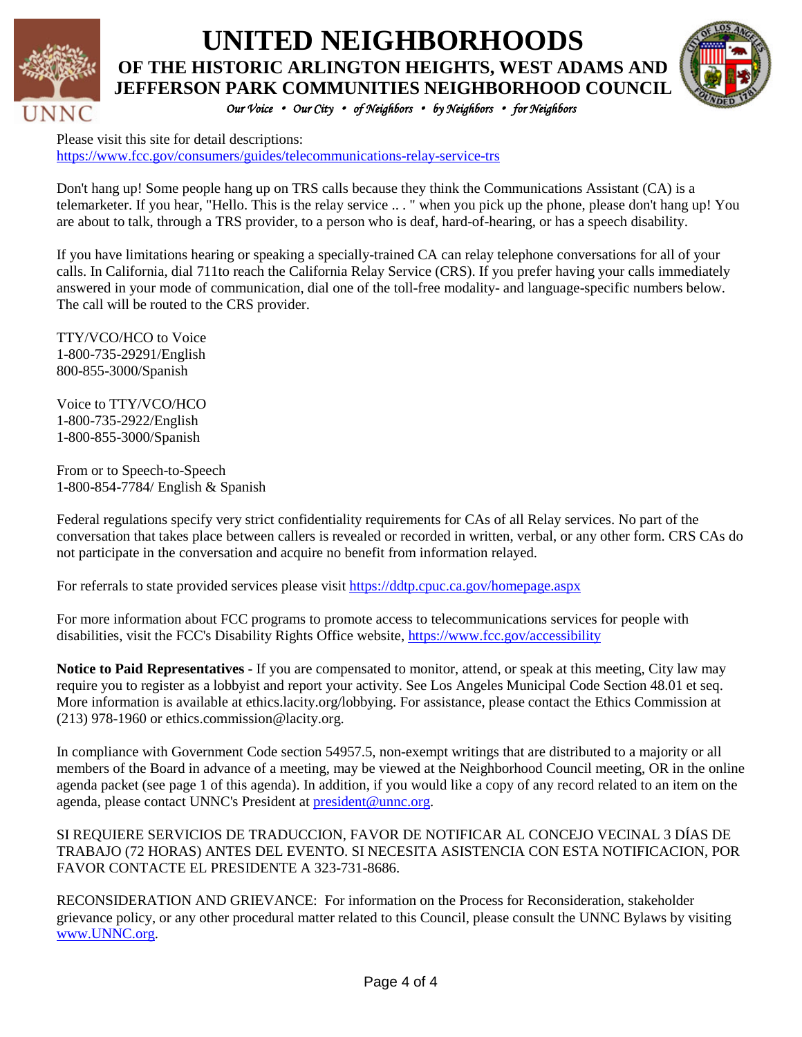Please visit this site for detail descriptions:
https://www.fcc.gov/consumers/guides/telecommunications-relay-service-trs

Don't hang up! Some people hang up on TRS calls because they think the Communications Assistant (CA) is a telemarketer. If you hear, "Hello. This is the relay service .. . " when you pick up the phone, please don't hang up! You are about to talk, through a TRS provider, to a person who is deaf, hard-of-hearing, or has a speech disability.

If you have limitations hearing or speaking a specially-trained CA can relay telephone conversations for all of your calls. In California, dial 711to reach the California Relay Service (CRS). If you prefer having your calls immediately answered in your mode of communication, dial one of the toll-free modality- and language-specific numbers below. The call will be routed to the CRS provider.

TTY/VCO/HCO to Voice
1-800-735-29291/English
800-855-3000/Spanish

Voice to TTY/VCO/HCO
1-800-735-2922/English
1-800-855-3000/Spanish

From or to Speech-to-Speech
1-800-854-7784/ English & Spanish

Federal regulations specify very strict confidentiality requirements for CAs of all Relay services. No part of the conversation that takes place between callers is revealed or recorded in written, verbal, or any other form. CRS CAs do not participate in the conversation and acquire no benefit from information relayed.

For referrals to state provided services please visit https://ddtp.cpuc.ca.gov/homepage.aspx

For more information about FCC programs to promote access to telecommunications services for people with disabilities, visit the FCC's Disability Rights Office website, https://www.fcc.gov/accessibility

**Notice to Paid Representatives** - If you are compensated to monitor, attend, or speak at this meeting, City law may require you to register as a lobbyist and report your activity. See Los Angeles Municipal Code Section 48.01 et seq. More information is available at ethics.lacity.org/lobbying. For assistance, please contact the Ethics Commission at (213) 978-1960 or ethics.commission@lacity.org.

In compliance with Government Code section 54957.5, non-exempt writings that are distributed to a majority or all members of the Board in advance of a meeting, may be viewed at the Neighborhood Council meeting, OR in the online agenda packet (see page 1 of this agenda). In addition, if you would like a copy of any record related to an item on the agenda, please contact UNNC's President at president@unnc.org.

SI REQUIERE SERVICIOS DE TRADUCCION, FAVOR DE NOTIFICAR AL CONCEJO VECINAL 3 DÍAS DE TRABAJO (72 HORAS) ANTES DEL EVENTO. SI NECESITA ASISTENCIA CON ESTA NOTIFICACION, POR FAVOR CONTACTE EL PRESIDENTE A 323-731-8686.

RECONSIDERATION AND GRIEVANCE: For information on the Process for Reconsideration, stakeholder grievance policy, or any other procedural matter related to this Council, please consult the UNNC Bylaws by visiting www.UNNC.org.